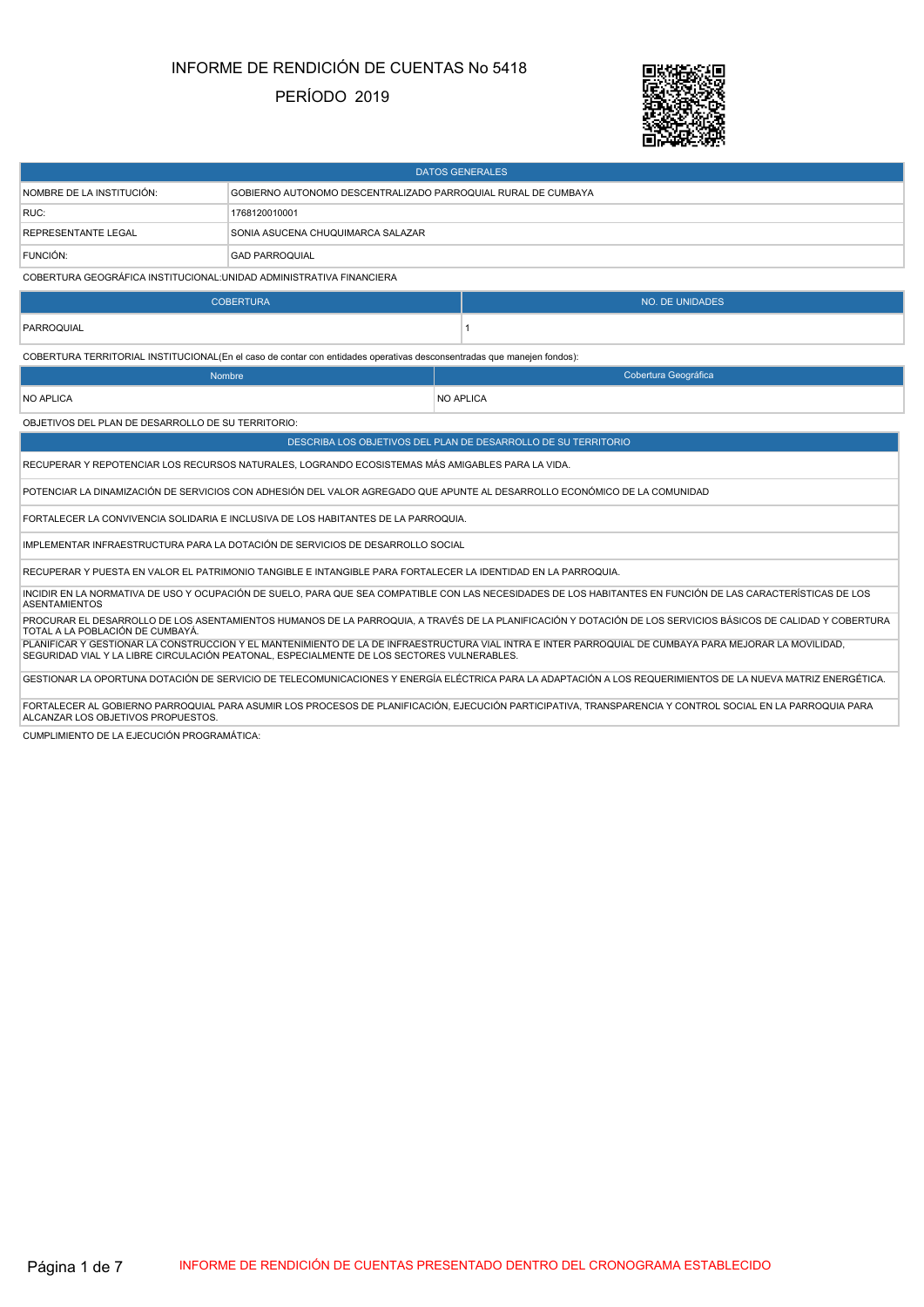# INFORME DE RENDICIÓN DE CUENTAS No 5418

## PERÍODO 2019

| DATOS GENERALES | |
|---|---|
| NOMBRE DE LA INSTITUCIÓN: | GOBIERNO AUTONOMO DESCENTRALIZADO PARROQUIAL RURAL DE CUMBAYA |
| RUC: | 1768120010001 |
| REPRESENTANTE LEGAL | SONIA ASUCENA CHUQUIMARCA SALAZAR |
| FUNCIÓN: | GAD PARROQUIAL |

COBERTURA GEOGRÁFICA INSTITUCIONAL:UNIDAD ADMINISTRATIVA FINANCIERA

| COBERTURA | NO. DE UNIDADES |
|---|---|
| PARROQUIAL | 1 |

COBERTURA TERRITORIAL INSTITUCIONAL(En el caso de contar con entidades operativas desconsentradas que manejen fondos):

| Nombre | Cobertura Geográfica |
|---|---|
| NO APLICA | NO APLICA |

OBJETIVOS DEL PLAN DE DESARROLLO DE SU TERRITORIO:

| DESCRIBA LOS OBJETIVOS DEL PLAN DE DESARROLLO DE SU TERRITORIO |
|---|
| RECUPERAR Y REPOTENCIAR LOS RECURSOS NATURALES, LOGRANDO ECOSISTEMAS MÁS AMIGABLES PARA LA VIDA. |
| POTENCIAR LA DINAMIZACIÓN DE SERVICIOS CON ADHESIÓN DEL VALOR AGREGADO QUE APUNTE AL DESARROLLO ECONÓMICO DE LA COMUNIDAD |
| FORTALECER LA CONVIVENCIA SOLIDARIA E INCLUSIVA DE LOS HABITANTES DE LA PARROQUIA. |
| IMPLEMENTAR INFRAESTRUCTURA PARA LA DOTACIÓN DE SERVICIOS DE DESARROLLO SOCIAL |
| RECUPERAR Y PUESTA EN VALOR EL PATRIMONIO TANGIBLE E INTANGIBLE PARA FORTALECER LA IDENTIDAD EN LA PARROQUIA. |
| INCIDIR EN LA NORMATIVA DE USO Y OCUPACIÓN DE SUELO, PARA QUE SEA COMPATIBLE CON LAS NECESIDADES DE LOS HABITANTES EN FUNCIÓN DE LAS CARACTERÍSTICAS DE LOS ASENTAMIENTOS |
| PROCURAR EL DESARROLLO DE LOS ASENTAMIENTOS HUMANOS DE LA PARROQUIA, A TRAVÉS DE LA PLANIFICACIÓN Y DOTACIÓN DE LOS SERVICIOS BÁSICOS DE CALIDAD Y COBERTURA TOTAL A LA POBLACIÓN DE CUMBAYÁ. |
| PLANIFICAR Y GESTIONAR LA CONSTRUCCION Y EL MANTENIMIENTO DE LA DE INFRAESTRUCTURA VIAL INTRA E INTER PARROQUIAL DE CUMBAYA PARA MEJORAR LA MOVILIDAD, SEGURIDAD VIAL Y LA LIBRE CIRCULACIÓN PEATONAL, ESPECIALMENTE DE LOS SECTORES VULNERABLES. |
| GESTIONAR LA OPORTUNA DOTACIÓN DE SERVICIO DE TELECOMUNICACIONES Y ENERGÍA ELÉCTRICA PARA LA ADAPTACIÓN A LOS REQUERIMIENTOS DE LA NUEVA MATRIZ ENERGÉTICA. |
| FORTALECER AL GOBIERNO PARROQUIAL PARA ASUMIR LOS PROCESOS DE PLANIFICACIÓN, EJECUCIÓN PARTICIPATIVA, TRANSPARENCIA Y CONTROL SOCIAL EN LA PARROQUIA PARA ALCANZAR LOS OBJETIVOS PROPUESTOS. |

CUMPLIMIENTO DE LA EJECUCIÓN PROGRAMÁTICA:

INFORME DE RENDICIÓN DE CUENTAS PRESENTADO DENTRO DEL CRONOGRAMA ESTABLECIDO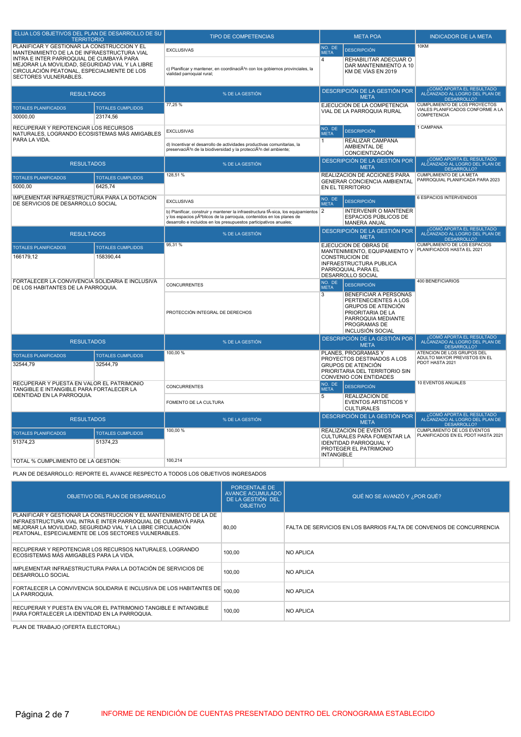| ELIJA LOS OBJETIVOS DEL PLAN DE DESARROLLO DE SU TERRITORIO | | TIPO DE COMPETENCIAS | META POA | | INDICADOR DE LA META |
|---|---|---|---|---|---|
| PLANIFICAR Y GESTIONAR LA CONSTRUCCION Y EL MANTENIMIENTO DE LA DE INFRAESTRUCTURA VIAL INTRA E INTER PARROQUIAL DE CUMBAYÁ PARA MEJORAR LA MOVILIDAD, SEGURIDAD VIAL Y LA LIBRE CIRCULACIÓN PEATONAL, ESPECIALMENTE DE LOS SECTORES VULNERABLES. | | EXCLUSIVAS | NO. DE META | DESCRIPCIÓN | 10KM |
| | | c) Planificar y mantener, en coordinaciÃ³n con los gobiernos provinciales, la vialidad parroquial rural; | 4 | REHABILITAR ADECUAR O DAR MANTENIMIENTO A 10 KM DE VÍAS EN 2019 | |
| RESULTADOS | | % DE LA GESTIÓN | DESCRIPCIÓN DE LA GESTIÓN POR META | | ¿CÓMO APORTA EL RESULTADO ALCANZADO AL LOGRO DEL PLAN DE DESARROLLO? |
| TOTALES PLANIFICADOS | TOTALES CUMPLIDOS | 77,25 % | EJECUCIÓN DE LA COMPETENCIA VIAL DE LA PARROQUIA RURAL | | CUMPLIMIENTO DE LOS PROYECTOS VIALES PLANIFICADOS CONFORME A LA COMPETENCIA |
| 30000,00 | 23174,56 | | | | |
| RECUPERAR Y REPOTENCIAR LOS RECURSOS NATURALES, LOGRANDO ECOSISTEMAS MÁS AMIGABLES PARA LA VIDA. | | EXCLUSIVAS | NO. DE META | DESCRIPCIÓN | 1 CAMPANA |
| | | d) Incentivar el desarrollo de actividades productivas comunitarias, la preservaciÃ³n de la biodiversidad y la protecciÃ³n del ambiente; | 1 | REALIZAR CAMPANA AMBIENTAL DE CONCIENTIZACIÓN | |
| RESULTADOS | | % DE LA GESTIÓN | DESCRIPCIÓN DE LA GESTIÓN POR META | | ¿CÓMO APORTA EL RESULTADO ALCANZADO AL LOGRO DEL PLAN DE DESARROLLO? |
| TOTALES PLANIFICADOS | TOTALES CUMPLIDOS | 128,51 % | REALIZACION DE ACCIONES PARA GENERAR CONCIENCIA AMBIENTAL EN EL TERRITORIO | | CUMPLIMIENTO DE LA META PARROQUIAL PLANIFICADA PARA 2023 |
| 5000,00 | 6425,74 | | | | |
| IMPLEMENTAR INFRAESTRUCTURA PARA LA DOTACION DE SERVICIOS DE DESARROLLO SOCIAL | | EXCLUSIVAS | NO. DE META | DESCRIPCIÓN | 6 ESPACIOS INTERVENIDOS |
| | | b) Planificar, construir y mantener la infraestructura fÃ-sica, los equipamientos y los espacios pÃºblicos de la parroquia, contenidos en los planes de desarrollo e incluidos en los presupuestos participativos anuales; | 2 | INTERVENIR O MANTENER ESPACIOS PÚBLICOS DE MANERA ANUAL | |
| RESULTADOS | | % DE LA GESTIÓN | DESCRIPCIÓN DE LA GESTIÓN POR META | | ¿CÓMO APORTA EL RESULTADO ALCANZADO AL LOGRO DEL PLAN DE DESARROLLO? |
| TOTALES PLANIFICADOS | TOTALES CUMPLIDOS | 95,31 % | EJECUCION DE OBRAS DE MANTENIMIENTO, EQUIPAMIENTO Y CONSTRUCION DE INFRAESTRUCTURA PUBLICA PARROQUIAL PARA EL DESARROLLO SOCIAL | | CUMPLIMIENTO DE LOS ESPACIOS PLANIFICADOS HASTA EL 2021 |
| 166179,12 | 158390,44 | | | | |
| FORTALECER LA CONVIVENCIA SOLIDARIA E INCLUSIVA DE LOS HABITANTES DE LA PARROQUIA. | | CONCURRENTES | NO. DE META | DESCRIPCIÓN | 400 BENEFICIARIOS |
| | | PROTECCIÓN INTEGRAL DE DERECHOS | 3 | BENEFICIAR A PERSONAS PERTENECIENTES A LOS GRUPOS DE ATENCIÓN PRIORITARIA DE LA PARROQUIA MEDIANTE PROGRAMAS DE INCLUSIÓN SOCIAL | |
| RESULTADOS | | % DE LA GESTIÓN | DESCRIPCIÓN DE LA GESTIÓN POR META | | ¿CÓMO APORTA EL RESULTADO ALCANZADO AL LOGRO DEL PLAN DE DESARROLLO? |
| TOTALES PLANIFICADOS | TOTALES CUMPLIDOS | 100,00 % | PLANES, PROGRAMAS Y PROYECTOS DESTINADOS A LOS GRUPOS DE ATENCIÓN PRIORITARIA DEL TERRITORIO SIN CONVENIO CON ENTIDADES | | ATENCION DE LOS GRUPOS DEL ADULTO MAYOR PREVISTOS EN EL PDOT HASTA 2021 |
| 32544,79 | 32544,79 | | | | |
| RECUPERAR Y PUESTA EN VALOR EL PATRIMONIO TANGIBLE E INTANGIBLE PARA FORTALECER LA IDENTIDAD EN LA PARROQUIA. | | CONCURRENTES | NO. DE META | DESCRIPCIÓN | 10 EVENTOS ANUALES |
| | | FOMENTO DE LA CULTURA | 5 | REALIZACION DE EVENTOS ARTISTICOS Y CULTURALES | |
| RESULTADOS | | % DE LA GESTIÓN | DESCRIPCIÓN DE LA GESTIÓN POR META | | ¿CÓMO APORTA EL RESULTADO ALCANZADO AL LOGRO DEL PLAN DE DESARROLLO? |
| TOTALES PLANIFICADOS | TOTALES CUMPLIDOS | 100,00 % | REALIZACION DE EVENTOS CULTURALES PARA FOMENTAR LA IDENTIDAD PARROQUIAL Y PROTEGER EL PATRIMONIO INTANGIBLE | | CUMPLIMIENTO DE LOS EVENTOS PLANIFICADOS EN EL PDOT HASTA 2021 |
| 51374,23 | 51374,23 | | | | |
| TOTAL % CUMPLIMIENTO DE LA GESTIÓN: | | 100,214 | | | |

PLAN DE DESARROLLO: REPORTE EL AVANCE RESPECTO A TODOS LOS OBJETIVOS INGRESADOS

| OBJETIVO DEL PLAN DE DESARROLLO | PORCENTAJE DE AVANCE ACUMULADO DE LA GESTIÓN DEL OBJETIVO | QUÉ NO SE AVANZÓ Y ¿POR QUÉ? |
|---|---|---|
| PLANIFICAR Y GESTIONAR LA CONSTRUCCION Y EL MANTENIMIENTO DE LA DE INFRAESTRUCTURA VIAL INTRA E INTER PARROQUIAL DE CUMBAYÁ PARA MEJORAR LA MOVILIDAD, SEGURIDAD VIAL Y LA LIBRE CIRCULACIÓN PEATONAL, ESPECIALMENTE DE LOS SECTORES VULNERABLES. | 80,00 | FALTA DE SERVICIOS EN LOS BARRIOS FALTA DE CONVENIOS DE CONCURRENCIA |
| RECUPERAR Y REPOTENCIAR LOS RECURSOS NATURALES, LOGRANDO ECOSISTEMAS MÁS AMIGABLES PARA LA VIDA. | 100,00 | NO APLICA |
| IMPLEMENTAR INFRAESTRUCTURA PARA LA DOTACIÓN DE SERVICIOS DE DESARROLLO SOCIAL | 100,00 | NO APLICA |
| FORTALECER LA CONVIVENCIA SOLIDARIA E INCLUSIVA DE LOS HABITANTES DE LA PARROQUIA. | 100,00 | NO APLICA |
| RECUPERAR Y PUESTA EN VALOR EL PATRIMONIO TANGIBLE E INTANGIBLE PARA FORTALECER LA IDENTIDAD EN LA PARROQUIA. | 100,00 | NO APLICA |

PLAN DE TRABAJO (OFERTA ELECTORAL)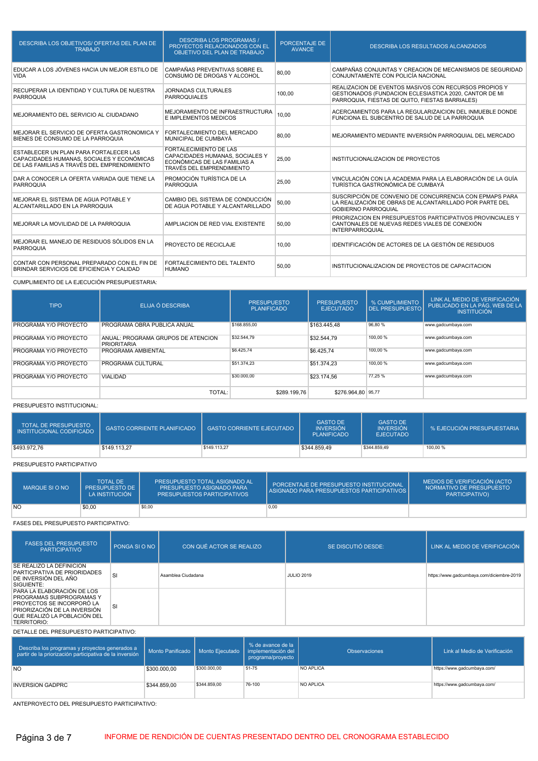| DESCRIBA LOS OBJETIVOS/ OFERTAS DEL PLAN DE TRABAJO | DESCRIBA LOS PROGRAMAS / PROYECTOS RELACIONADOS CON EL OBJETIVO DEL PLAN DE TRABAJO | PORCENTAJE DE AVANCE | DESCRIBA LOS RESULTADOS ALCANZADOS |
|---|---|---|---|
| EDUCAR A LOS JÓVENES HACIA UN MEJOR ESTILO DE VIDA | CAMPAÑAS PREVENTIVAS SOBRE EL CONSUMO DE DROGAS Y ALCOHOL | 80,00 | CAMPAÑAS CONJUNTAS Y CREACION DE MECANISMOS DE SEGURIDAD CONJUNTAMENTE CON POLICÍA NACIONAL |
| RECUPERAR LA IDENTIDAD Y CULTURA DE NUESTRA PARROQUIA | JORNADAS CULTURALES PARROQUIALES | 100,00 | REALIZACION DE EVENTOS MASIVOS CON RECURSOS PROPIOS Y GESTIONADOS (FUNDACION ECLESIASTICA 2020, CANTOR DE MI PARROQUIA, FIESTAS DE QUITO, FIESTAS BARRIALES) |
| MEJORAMIENTO DEL SERVICIO AL CIUDADANO | MEJORAMIENTO DE INFRAESTRUCTURA E IMPLEMENTOS MEDICOS | 10,00 | ACERCAMIENTOS PARA LA REGULARIZAICION DEL INMUEBLE DONDE FUNCIONA EL SUBCENTRO DE SALUD DE LA PARROQUIA |
| MEJORAR EL SERVICIO DE OFERTA GASTRONOMICA Y BIENES DE CONSUMO DE LA PARROQUIA | FORTALECIMIENTO DEL MERCADO MUNICIPAL DE CUMBAYÁ | 80,00 | MEJORAMIENTO MEDIANTE INVERSIÓN PARROQUIAL DEL MERCADO |
| ESTABLECER UN PLAN PARA FORTALECER LAS CAPACIDADES HUMANAS, SOCIALES Y ECONÓMICAS DE LAS FAMILIAS A TRAVÉS DEL EMPRENDIMIENTO | FORTALECIMIENTO DE LAS CAPACIDADES HUMANAS, SOCIALES Y ECONÓMICAS DE LAS FAMILIAS A TRAVÉS DEL EMPRENDIMIENTO | 25,00 | INSTITUCIONALIZACION DE PROYECTOS |
| DAR A CONOCER LA OFERTA VARIADA QUE TIENE LA PARROQUIA | PROMOCIÓN TURÍSTICA DE LA PARROQUIA | 25,00 | VINCULACIÓN CON LA ACADEMIA PARA LA ELABORACIÓN DE LA GUÍA TURÍSTICA GASTRONÓMICA DE CUMBAYÁ |
| MEJORAR EL SISTEMA DE AGUA POTABLE Y ALCANTARILLADO EN LA PARROQUIA | CAMBIO DEL SISTEMA DE CONDUCCIÓN DE AGUA POTABLE Y ALCANTARILLADO | 50,00 | SUSCRIPCIÓN DE CONVENIO DE CONCURRENCIA CON EPMAPS PARA LA REALIZACIÓN DE OBRAS DE ALCANTARILLADO POR PARTE DEL GOBIERNO PARROQUIAL |
| MEJORAR LA MOVILIDAD DE LA PARROQUIA | AMPLIACION DE RED VIAL EXISTENTE | 50,00 | PRIORIZACION EN PRESUPUESTOS PARTICIPATIVOS PROVINCIALES Y CANTONALES DE NUEVAS REDES VIALES DE CONEXIÓN INTERPARROQUIAL |
| MEJORAR EL MANEJO DE RESIDUOS SÓLIDOS EN LA PARROQUIA | PROYECTO DE RECICLAJE | 10,00 | IDENTIFICACIÓN DE ACTORES DE LA GESTIÓN DE RESIDUOS |
| CONTAR CON PERSONAL PREPARADO CON EL FIN DE BRINDAR SERVICIOS DE EFICIENCIA Y CALIDAD | FORTALECIMIENTO DEL TALENTO HUMANO | 50,00 | INSTITUCIONALIZACION DE PROYECTOS DE CAPACITACION |

CUMPLIMIENTO DE LA EJECUCIÓN PRESUPUESTARIA:

| TIPO | ELIJA Ó DESCRIBA | PRESUPUESTO PLANIFICADO | PRESUPUESTO EJECUTADO | % CUMPLIMIENTO DEL PRESUPUESTO | LINK AL MEDIO DE VERIFICACIÓN PUBLICADO EN LA PÁG. WEB DE LA INSTITUCIÓN |
|---|---|---|---|---|---|
| PROGRAMA Y/O PROYECTO | PROGRAMA OBRA PUBLICA ANUAL | $168.855,00 | $163.445,48 | 96,80 % | www.gadcumbaya.com |
| PROGRAMA Y/O PROYECTO | ANUAL: PROGRAMA GRUPOS DE ATENCION PRIORITARIA | $32.544,79 | $32.544,79 | 100,00 % | www.gadcumbaya.com |
| PROGRAMA Y/O PROYECTO | PROGRAMA AMBIENTAL | $6.425,74 | $6.425,74 | 100,00 % | www.gadcumbaya.com |
| PROGRAMA Y/O PROYECTO | PROGRAMA CULTURAL | $51.374,23 | $51.374,23 | 100,00 % | www.gadcumbaya.com |
| PROGRAMA Y/O PROYECTO | VIALIDAD | $30.000,00 | $23.174,56 | 77,25 % | www.gadcumbaya.com |
| | TOTAL: | $289.199,76 | $276.964,80 | 95,77 | |

PRESUPUESTO INSTITUCIONAL:

| TOTAL DE PRESUPUESTO INSTITUCIONAL CODIFICADO | GASTO CORRIENTE PLANIFICADO | GASTO CORRIENTE EJECUTADO | GASTO DE INVERSIÓN PLANIFICADO | GASTO DE INVERSIÓN EJECUTADO | % EJECUCIÓN PRESUPUESTARIA |
|---|---|---|---|---|---|
| $493.972,76 | $149.113,27 | $149.113,27 | $344.859,49 | $344.859,49 | 100,00 % |

PRESUPUESTO PARTICIPATIVO

| MARQUE SI O NO | TOTAL DE PRESUPUESTO DE LA INSTITUCIÓN | PRESUPUESTO TOTAL ASIGNADO AL PRESUPUESTO ASIGNADO PARA PRESUPUESTOS PARTICIPATIVOS | PORCENTAJE DE PRESUPUESTO INSTITUCIONAL ASIGNADO PARA PRESUPUESTOS PARTICIPATIVOS | MEDIOS DE VERIFICACIÓN (ACTO NORMATIVO DE PRESUPUESTO PARTICIPATIVO) |
|---|---|---|---|---|
| NO | $0,00 | $0,00 | 0,00 | |

FASES DEL PRESUPUESTO PARTICIPATIVO:

| FASES DEL PRESUPUESTO PARTICIPATIVO | PONGA SI O NO | CON QUÉ ACTOR SE REALIZO | SE DISCUTIÓ DESDE: | LINK AL MEDIO DE VERIFICACIÓN |
|---|---|---|---|---|
| SE REALIZO LA DEFINICION PARTICIPATIVA DE PRIORIDADES DE INVERSIÓN DEL AÑO SIGUIENTE: | SI | Asamblea Ciudadana | JULIO 2019 | https://www.gadcumbaya.com/diciembre-2019 |
| PARA LA ELABORACIÓN DE LOS PROGRAMAS SUBPROGRAMAS Y PROYECTOS SE INCORPORÓ LA PRIORIZACIÓN DE LA INVERSIÓN QUE REALIZÓ LA POBLACIÓN DEL TERRITORIO: | SI | | | |

DETALLE DEL PRESUPUESTO PARTICIPATIVO:

| Describa los programas y proyectos generados a partir de la priorización participativa de la inversión | Monto Panificado | Monto Ejecutado | % de avance de la implementación del programa/proyecto | Observaciones | Link al Medio de Verificación |
|---|---|---|---|---|---|
| NO | $300.000,00 | $300.000,00 | 51-75 | NO APLICA | https://www.gadcumbaya.com/ |
| INVERSION GADPRC | $344.859,00 | $344.859,00 | 76-100 | NO APLICA | https://www.gadcumbaya.com/ |

ANTEPROYECTO DEL PRESUPUESTO PARTICIPATIVO:

INFORME DE RENDICIÓN DE CUENTAS PRESENTADO DENTRO DEL CRONOGRAMA ESTABLECIDO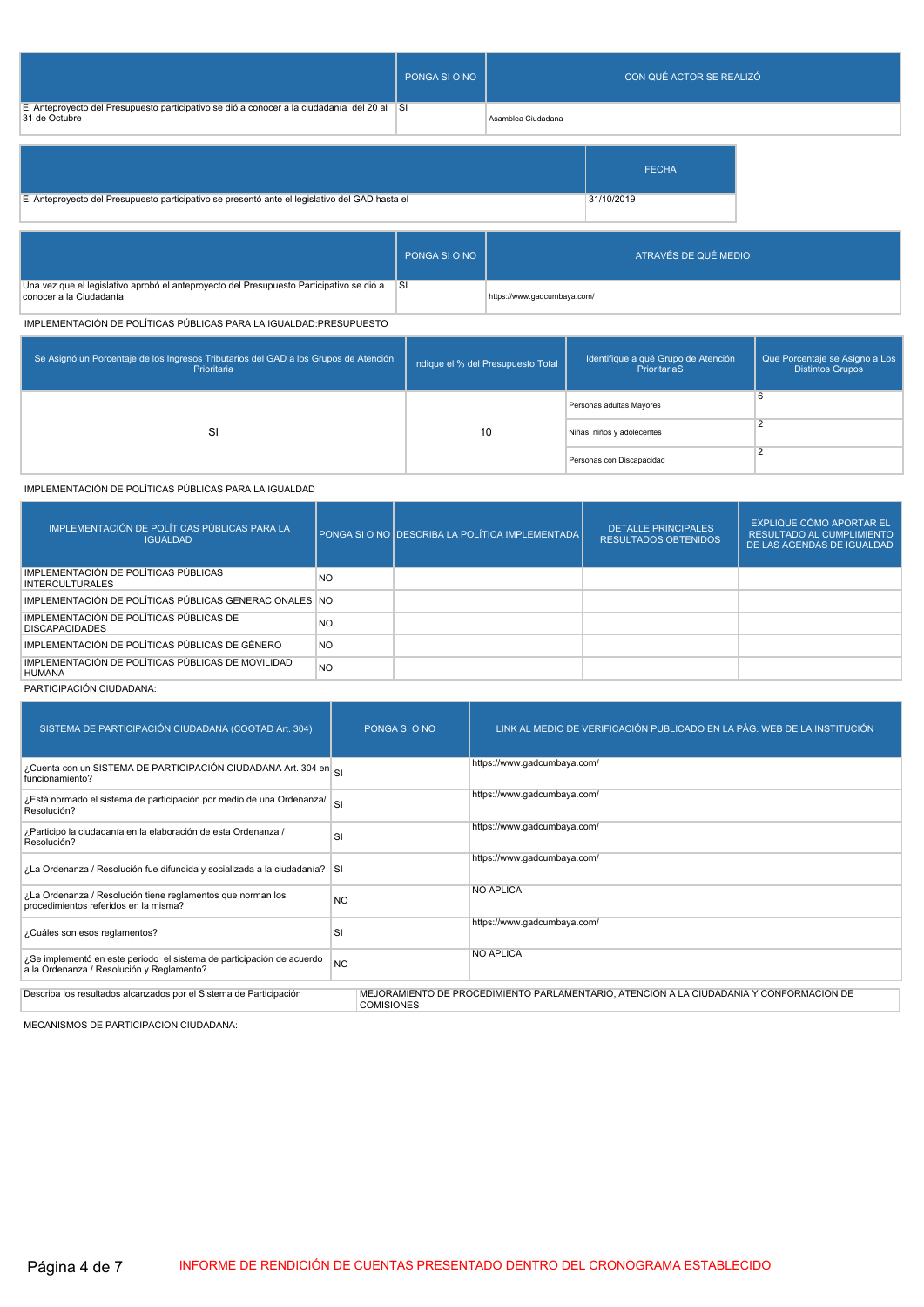| | PONGA SI O NO | CON QUÉ ACTOR SE REALIZÓ |
|---|---|---|
| El Anteproyecto del Presupuesto participativo se dió a conocer a la ciudadanía del 20 al 31 de Octubre | SI | Asamblea Ciudadana |

| | FECHA |
|---|---|
| El Anteproyecto del Presupuesto participativo se presentó ante el legislativo del GAD hasta el | 31/10/2019 |

| | PONGA SI O NO | ATRAVÉS DE QUÉ MEDIO |
|---|---|---|
| Una vez que el legislativo aprobó el anteproyecto del Presupuesto Participativo se dió a conocer a la Ciudadanía | SI | https://www.gadcumbaya.com/ |

IMPLEMENTACIÓN DE POLÍTICAS PÚBLICAS PARA LA IGUALDAD:PRESUPUESTO

| Se Asignó un Porcentaje de los Ingresos Tributarios del GAD a los Grupos de Atención Prioritaria | Indique el % del Presupuesto Total | Identifique a qué Grupo de Atención PrioritariaS | Que Porcentaje se Asigno a Los Distintos Grupos |
|---|---|---|---|
| SI | 10 | Personas adultas Mayores | 6 |
| | | Niñas, niños y adolecentes | 2 |
| | | Personas con Discapacidad | 2 |

IMPLEMENTACIÓN DE POLÍTICAS PÚBLICAS PARA LA IGUALDAD

| IMPLEMENTACIÓN DE POLÍTICAS PÚBLICAS PARA LA IGUALDAD | PONGA SI O NO | DESCRIBA LA POLÍTICA IMPLEMENTADA | DETALLE PRINCIPALES RESULTADOS OBTENIDOS | EXPLIQUE CÓMO APORTAR EL RESULTADO AL CUMPLIMIENTO DE LAS AGENDAS DE IGUALDAD |
|---|---|---|---|---|
| IMPLEMENTACIÓN DE POLÍTICAS PÚBLICAS INTERCULTURALES | NO | | | |
| IMPLEMENTACIÓN DE POLÍTICAS PÚBLICAS GENERACIONALES | NO | | | |
| IMPLEMENTACIÓN DE POLÍTICAS PÚBLICAS DE DISCAPACIDADES | NO | | | |
| IMPLEMENTACIÓN DE POLÍTICAS PÚBLICAS DE GÉNERO | NO | | | |
| IMPLEMENTACIÓN DE POLÍTICAS PÚBLICAS DE MOVILIDAD HUMANA | NO | | | |

PARTICIPACIÓN CIUDADANA:

| SISTEMA DE PARTICIPACIÓN CIUDADANA (COOTAD Art. 304) | PONGA SI O NO | LINK AL MEDIO DE VERIFICACIÓN PUBLICADO EN LA PÁG. WEB DE LA INSTITUCIÓN |
|---|---|---|
| ¿Cuenta con un SISTEMA DE PARTICIPACIÓN CIUDADANA Art. 304 en funcionamiento? | SI | https://www.gadcumbaya.com/ |
| ¿Está normado el sistema de participación por medio de una Ordenanza/ Resolución? | SI | https://www.gadcumbaya.com/ |
| ¿Participó la ciudadanía en la elaboración de esta Ordenanza / Resolución? | SI | https://www.gadcumbaya.com/ |
| ¿La Ordenanza / Resolución fue difundida y socializada a la ciudadanía? | SI | https://www.gadcumbaya.com/ |
| ¿La Ordenanza / Resolución tiene reglamentos que norman los procedimientos referidos en la misma? | NO | NO APLICA |
| ¿Cuáles son esos reglamentos? | SI | https://www.gadcumbaya.com/ |
| ¿Se implementó en este periodo el sistema de participación de acuerdo a la Ordenanza / Resolución y Reglamento? | NO | NO APLICA |

| Describa los resultados alcanzados por el Sistema de Participación | MEJORAMIENTO DE PROCEDIMIENTO PARLAMENTARIO, ATENCION A LA CIUDADANIA Y CONFORMACION DE COMISIONES |
|---|---|

MECANISMOS DE PARTICIPACION CIUDADANA:

INFORME DE RENDICIÓN DE CUENTAS PRESENTADO DENTRO DEL CRONOGRAMA ESTABLECIDO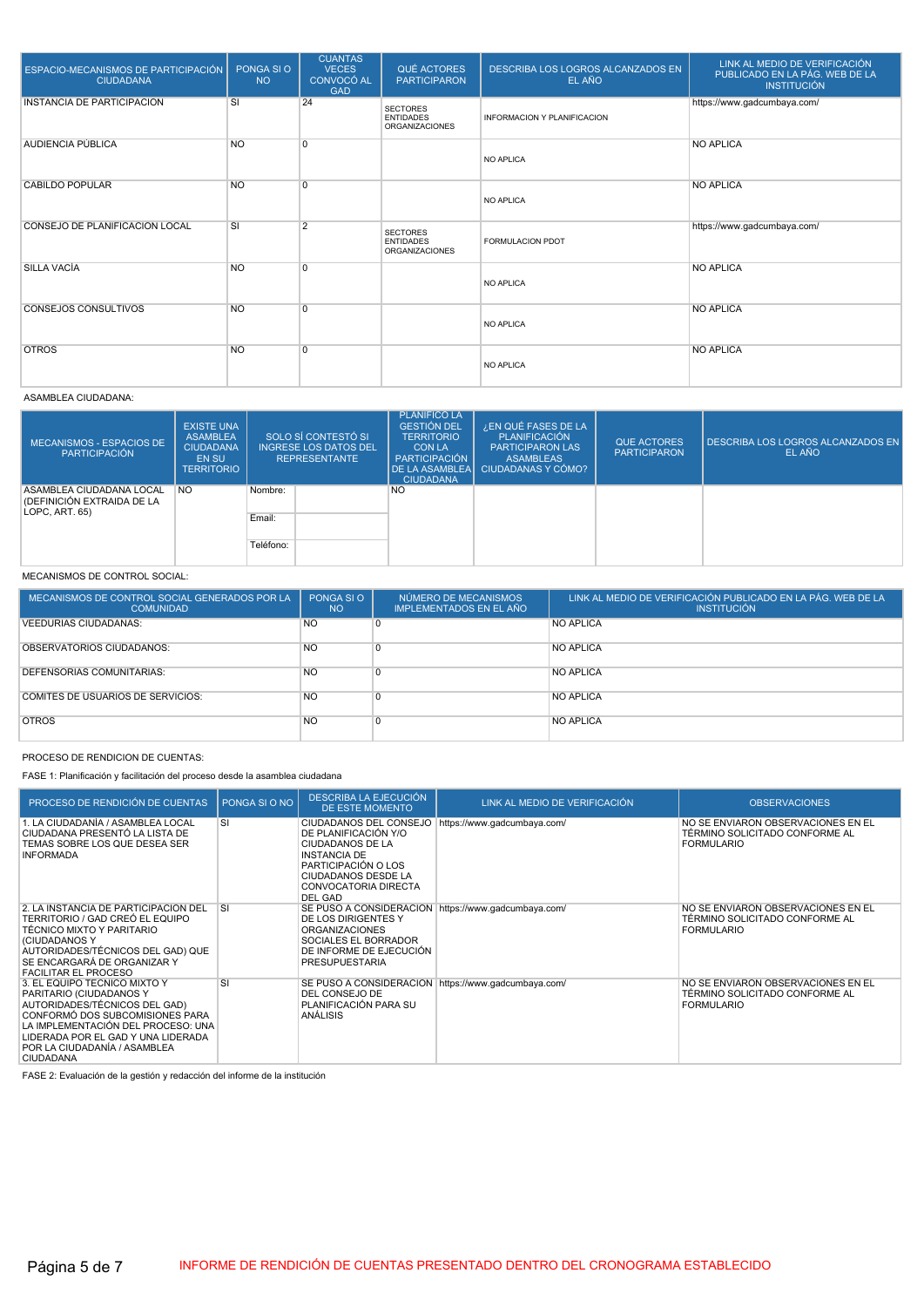| ESPACIO-MECANISMOS DE PARTICIPACIÓN CIUDADANA | PONGA SI O NO | CUANTAS VECES CONVOCÓ AL GAD | QUÉ ACTORES PARTICIPARON | DESCRIBA LOS LOGROS ALCANZADOS EN EL AÑO | LINK AL MEDIO DE VERIFICACIÓN PUBLICADO EN LA PÁG. WEB DE LA INSTITUCIÓN |
|---|---|---|---|---|---|
| INSTANCIA DE PARTICIPACION | SI | 24 | SECTORES ENTIDADES ORGANIZACIONES | INFORMACION Y PLANIFICACION | https://www.gadcumbaya.com/ |
| AUDIENCIA PÚBLICA | NO | 0 | | NO APLICA | NO APLICA |
| CABILDO POPULAR | NO | 0 | | NO APLICA | NO APLICA |
| CONSEJO DE PLANIFICACION LOCAL | SI | 2 | SECTORES ENTIDADES ORGANIZACIONES | FORMULACION PDOT | https://www.gadcumbaya.com/ |
| SILLA VACÍA | NO | 0 | | NO APLICA | NO APLICA |
| CONSEJOS CONSULTIVOS | NO | 0 | | NO APLICA | NO APLICA |
| OTROS | NO | 0 | | NO APLICA | NO APLICA |

ASAMBLEA CIUDADANA:

| MECANISMOS - ESPACIOS DE PARTICIPACIÓN | EXISTE UNA ASAMBLEA CIUDADANA EN SU TERRITORIO | SOLO SÍ CONTESTÓ SI INGRESE LOS DATOS DEL REPRESENTANTE | | PLANIFICÓ LA GESTIÓN DEL TERRITORIO CON LA PARTICIPACIÓN DE LA ASAMBLEA CIUDADANA | ¿EN QUÉ FASES DE LA PLANIFICACIÓN PARTICIPARON LAS ASAMBLEAS CIUDADANAS Y CÓMO? | QUE ACTORES PARTICIPARON | DESCRIBA LOS LOGROS ALCANZADOS EN EL AÑO |
|---|---|---|---|---|---|---|---|
| ASAMBLEA CIUDADANA LOCAL (DEFINICIÓN EXTRAIDA DE LA LOPC, ART. 65) | NO | Nombre: | | NO | | | |
| | | Email: | | | | | |
| | | Teléfono: | | | | | |

MECANISMOS DE CONTROL SOCIAL:

| MECANISMOS DE CONTROL SOCIAL GENERADOS POR LA COMUNIDAD | PONGA SI O NO | NÚMERO DE MECANISMOS IMPLEMENTADOS EN EL AÑO | LINK AL MEDIO DE VERIFICACIÓN PUBLICADO EN LA PÁG. WEB DE LA INSTITUCIÓN |
|---|---|---|---|
| VEEDURIAS CIUDADANAS: | NO | 0 | NO APLICA |
| OBSERVATORIOS CIUDADANOS: | NO | 0 | NO APLICA |
| DEFENSORIAS COMUNITARIAS: | NO | 0 | NO APLICA |
| COMITES DE USUARIOS DE SERVICIOS: | NO | 0 | NO APLICA |
| OTROS | NO | 0 | NO APLICA |

PROCESO DE RENDICION DE CUENTAS:

FASE 1: Planificación y facilitación del proceso desde la asamblea ciudadana

| PROCESO DE RENDICIÓN DE CUENTAS | PONGA SI O NO | DESCRIBA LA EJECUCIÓN DE ESTE MOMENTO | LINK AL MEDIO DE VERIFICACIÓN | OBSERVACIONES |
|---|---|---|---|---|
| 1. LA CIUDADANÍA / ASAMBLEA LOCAL CIUDADANA PRESENTÓ LA LISTA DE TEMAS SOBRE LOS QUE DESEA SER INFORMADA | SI | CIUDADANOS DEL CONSEJO DE PLANIFICACIÓN Y/O CIUDADANOS DE LA INSTANCIA DE PARTICIPACIÓN O LOS CIUDADANOS DESDE LA CONVOCATORIA DIRECTA DEL GAD | https://www.gadcumbaya.com/ | NO SE ENVIARON OBSERVACIONES EN EL TÉRMINO SOLICITADO CONFORME AL FORMULARIO |
| 2. LA INSTANCIA DE PARTICIPACION DEL TERRITORIO / GAD CREÓ EL EQUIPO TÉCNICO MIXTO Y PARITARIO (CIUDADANOS Y AUTORIDADES/TÉCNICOS DEL GAD) QUE SE ENCARGARÁ DE ORGANIZAR Y FACILITAR EL PROCESO | SI | SE PUSO A CONSIDERACION DE LOS DIRIGENTES Y ORGANIZACIONES SOCIALES EL BORRADOR DE INFORME DE EJECUCIÓN PRESUPUESTARIA | https://www.gadcumbaya.com/ | NO SE ENVIARON OBSERVACIONES EN EL TÉRMINO SOLICITADO CONFORME AL FORMULARIO |
| 3. EL EQUIPO TECNICO MIXTO Y PARITARIO (CIUDADANOS Y AUTORIDADES/TÉCNICOS DEL GAD) CONFORMÓ DOS SUBCOMISIONES PARA LA IMPLEMENTACIÓN DEL PROCESO: UNA LIDERADA POR EL GAD Y UNA LIDERADA POR LA CIUDADANÍA / ASAMBLEA CIUDADANA | SI | SE PUSO A CONSIDERACION DEL CONSEJO DE PLANIFICACIÓN PARA SU ANÁLISIS | https://www.gadcumbaya.com/ | NO SE ENVIARON OBSERVACIONES EN EL TÉRMINO SOLICITADO CONFORME AL FORMULARIO |

FASE 2: Evaluación de la gestión y redacción del informe de la institución

INFORME DE RENDICIÓN DE CUENTAS PRESENTADO DENTRO DEL CRONOGRAMA ESTABLECIDO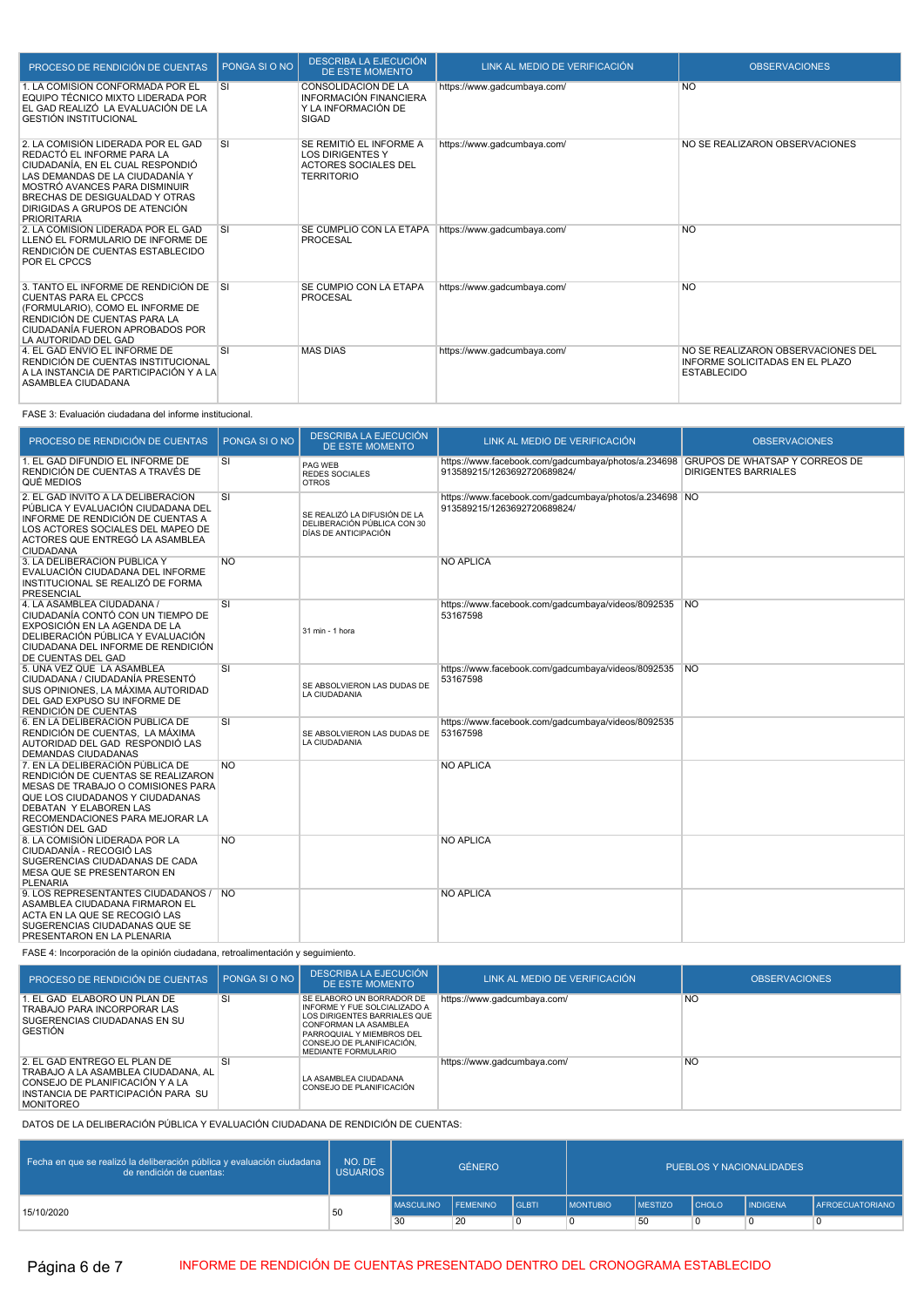| PROCESO DE RENDICIÓN DE CUENTAS | PONGA SI O NO | DESCRIBA LA EJECUCIÓN DE ESTE MOMENTO | LINK AL MEDIO DE VERIFICACIÓN | OBSERVACIONES |
|---|---|---|---|---|
| 1. LA COMISIÓN CONFORMADA POR EL EQUIPO TÉCNICO MIXTO LIDERADA POR EL GAD REALIZÓ LA EVALUACIÓN DE LA GESTIÓN INSTITUCIONAL | SI | CONSOLIDACION DE LA INFORMACIÓN FINANCIERA Y LA INFORMACIÓN DE SIGAD | https://www.gadcumbaya.com/ | NO |
| 2. LA COMISIÓN LIDERADA POR EL GAD REDACTÓ EL INFORME PARA LA CIUDADANÍA, EN EL CUAL RESPONDIÓ LAS DEMANDAS DE LA CIUDADANÍA Y MOSTRÓ AVANCES PARA DISMINUIR BRECHAS DE DESIGUALDAD Y OTRAS DIRIGIDAS A GRUPOS DE ATENCIÓN PRIORITARIA | SI | SE REMITIÓ EL INFORME A LOS DIRIGENTES Y ACTORES SOCIALES DEL TERRITORIO | https://www.gadcumbaya.com/ | NO SE REALIZARON OBSERVACIONES |
| 2. LA COMISIÓN LIDERADA POR EL GAD LLENÓ EL FORMULARIO DE INFORME DE RENDICIÓN DE CUENTAS ESTABLECIDO POR EL CPCCS | SI | SE CUMPLIO CON LA ETAPA PROCESAL | https://www.gadcumbaya.com/ | NO |
| 3. TANTO EL INFORME DE RENDICIÓN DE CUENTAS PARA EL CPCCS (FORMULARIO), COMO EL INFORME DE RENDICIÓN DE CUENTAS PARA LA CIUDADANÍA FUERON APROBADOS POR LA AUTORIDAD DEL GAD | SI | SE CUMPIO CON LA ETAPA PROCESAL | https://www.gadcumbaya.com/ | NO |
| 4. EL GAD ENVIÓ EL INFORME DE RENDICIÓN DE CUENTAS INSTITUCIONAL A LA INSTANCIA DE PARTICIPACIÓN Y A LA ASAMBLEA CIUDADANA | SI | MAS DIAS | https://www.gadcumbaya.com/ | NO SE REALIZARON OBSERVACIONES DEL INFORME SOLICITADAS EN EL PLAZO ESTABLECIDO |

FASE 3: Evaluación ciudadana del informe institucional.

| PROCESO DE RENDICIÓN DE CUENTAS | PONGA SI O NO | DESCRIBA LA EJECUCIÓN DE ESTE MOMENTO | LINK AL MEDIO DE VERIFICACIÓN | OBSERVACIONES |
|---|---|---|---|---|
| 1. EL GAD DIFUNDIO EL INFORME DE RENDICIÓN DE CUENTAS A TRAVÉS DE QUÉ MEDIOS | SI | PAG WEB REDES SOCIALES OTROS | https://www.facebook.com/gadcumbaya/photos/a.234698913589215/1263692720689824/ | GRUPOS DE WHATSAP Y CORREOS DE DIRIGENTES BARRIALES |
| 2. EL GAD INVITÓ A LA DELIBERACIÓN PÚBLICA Y EVALUACIÓN CIUDADANA DEL INFORME DE RENDICIÓN DE CUENTAS A LOS ACTORES SOCIALES DEL MAPEO DE ACTORES QUE ENTREGÓ LA ASAMBLEA CIUDADANA | SI | SE REALIZÓ LA DIFUSIÓN DE LA DELIBERACIÓN PÚBLICA CON 30 DÍAS DE ANTICIPACIÓN | https://www.facebook.com/gadcumbaya/photos/a.234698913589215/1263692720689824/ | NO |
| 3. LA DELIBERACIÓN PÚBLICA Y EVALUACIÓN CIUDADANA DEL INFORME INSTITUCIONAL SE REALIZÓ DE FORMA PRESENCIAL | NO | | NO APLICA | |
| 4. LA ASAMBLEA CIUDADANA / CIUDADANÍA CONTÓ CON UN TIEMPO DE EXPOSICIÓN EN LA AGENDA DE LA DELIBERACIÓN PÚBLICA Y EVALUACIÓN CIUDADANA DEL INFORME DE RENDICIÓN DE CUENTAS DEL GAD | SI | 31 min - 1 hora | https://www.facebook.com/gadcumbaya/videos/809253553167598 | NO |
| 5. UNA VEZ QUE LA ASAMBLEA CIUDADANA / CIUDADANÍA PRESENTÓ SUS OPINIONES, LA MÁXIMA AUTORIDAD DEL GAD EXPUSO SU INFORME DE RENDICIÓN DE CUENTAS | SI | SE ABSOLVIERON LAS DUDAS DE LA CIUDADANIA | https://www.facebook.com/gadcumbaya/videos/809253553167598 | NO |
| 6. EN LA DELIBERACIÓN PÚBLICA DE RENDICIÓN DE CUENTAS, LA MÁXIMA AUTORIDAD DEL GAD RESPONDIÓ LAS DEMANDAS CIUDADANAS | SI | SE ABSOLVIERON LAS DUDAS DE LA CIUDADANIA | https://www.facebook.com/gadcumbaya/videos/809253553167598 | |
| 7. EN LA DELIBERACIÓN PÚBLICA DE RENDICIÓN DE CUENTAS SE REALIZARON MESAS DE TRABAJO O COMISIONES PARA QUE LOS CIUDADANOS Y CIUDADANAS DEBATAN Y ELABOREN LAS RECOMENDACIONES PARA MEJORAR LA GESTIÓN DEL GAD | NO | | NO APLICA | |
| 8. LA COMISIÓN LIDERADA POR LA CIUDADANÍA - RECOGIÓ LAS SUGERENCIAS CIUDADANAS DE CADA MESA QUE SE PRESENTARON EN PLENARIA | NO | | NO APLICA | |
| 9. LOS REPRESENTANTES CIUDADANOS / ASAMBLEA CIUDADANA FIRMARON EL ACTA EN LA QUE SE RECOGIÓ LAS SUGERENCIAS CIUDADANAS QUE SE PRESENTARON EN LA PLENARIA | NO | | NO APLICA | |

FASE 4: Incorporación de la opinión ciudadana, retroalimentación y seguimiento.

| PROCESO DE RENDICIÓN DE CUENTAS | PONGA SI O NO | DESCRIBA LA EJECUCIÓN DE ESTE MOMENTO | LINK AL MEDIO DE VERIFICACIÓN | OBSERVACIONES |
|---|---|---|---|---|
| 1. EL GAD ELABORO UN PLAN DE TRABAJO PARA INCORPORAR LAS SUGERENCIAS CIUDADANAS EN SU GESTIÓN | SI | SE ELABORO UN BORRADOR DE INFORME Y FUE SOLCIALIZADO A LOS DIRIGENTES BARRIALES QUE CONFORMAN LA ASAMBLEA PARROQUIAL Y MIEMBROS DEL CONSEJO DE PLANIFICACIÓN, MEDIANTE FORMULARIO | https://www.gadcumbaya.com/ | NO |
| 2. EL GAD ENTREGÓ EL PLAN DE TRABAJO A LA ASAMBLEA CIUDADANA, AL CONSEJO DE PLANIFICACIÓN Y A LA INSTANCIA DE PARTICIPACIÓN PARA SU MONITOREO | SI | LA ASAMBLEA CIUDADANA CONSEJO DE PLANIFICACIÓN | https://www.gadcumbaya.com/ | NO |

DATOS DE LA DELIBERACIÓN PÚBLICA Y EVALUACIÓN CIUDADANA DE RENDICIÓN DE CUENTAS:

| Fecha en que se realizó la deliberación pública y evaluación ciudadana de rendición de cuentas: | NO. DE USUARIOS | GÉNERO | | | PUEBLOS Y NACIONALIDADES | | | | |
|---|---|---|---|---|---|---|---|---|---|
| | | MASCULINO | FEMENINO | GLBTI | MONTUBIO | MESTIZO | CHOLO | INDIGENA | AFROECUATORIANO |
| 15/10/2020 | 50 | 30 | 20 | 0 | 0 | 50 | 0 | 0 | 0 |

INFORME DE RENDICIÓN DE CUENTAS PRESENTADO DENTRO DEL CRONOGRAMA ESTABLECIDO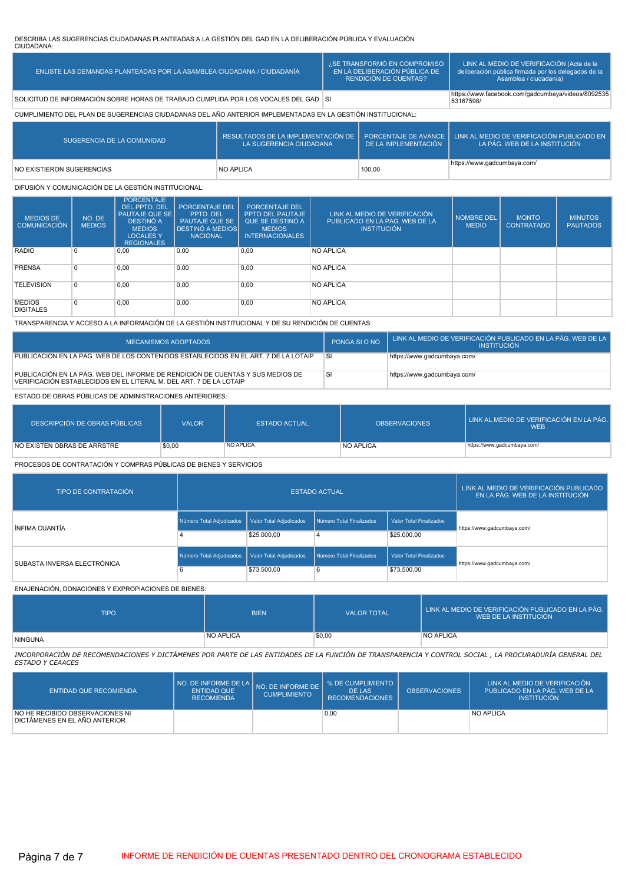DESCRIBA LAS SUGERENCIAS CIUDADANAS PLANTEADAS A LA GESTIÓN DEL GAD EN LA DELIBERACIÓN PÚBLICA Y EVALUACIÓN CIUDADANA:

| ENLISTE LAS DEMANDAS PLANTEADAS POR LA ASAMBLEA CIUDADANA / CIUDADANÍA | ¿SE TRANSFORMÓ EN COMPROMISO EN LA DELIBERACIÓN PÚBLICA DE RENDICIÓN DE CUENTAS? | LINK AL MEDIO DE VERIFICACIÓN (Acta de la deliberación pública firmada por los delegados de la Asamblea / ciudadanía) |
|---|---|---|
| SOLICITUD DE INFORMACIÓN SOBRE HORAS DE TRABAJO CUMPLIDA POR LOS VOCALES DEL GAD | SI | https://www.facebook.com/gadcumbaya/videos/809253553167598/ |

CUMPLIMIENTO DEL PLAN DE SUGERENCIAS CIUDADANAS DEL AÑO ANTERIOR IMPLEMENTADAS EN LA GESTIÓN INSTITUCIONAL:

| SUGERENCIA DE LA COMUNIDAD | RESULTADOS DE LA IMPLEMENTACIÓN DE LA SUGERENCIA CIUDADANA | PORCENTAJE DE AVANCE DE LA IMPLEMENTACIÓN | LINK AL MEDIO DE VERIFICACIÓN PUBLICADO EN LA PÁG. WEB DE LA INSTITUCIÓN |
|---|---|---|---|
| NO EXISTIERON SUGERENCIAS | NO APLICA | 100,00 | https://www.gadcumbaya.com/ |

DIFUSIÓN Y COMUNICACIÓN DE LA GESTIÓN INSTITUCIONAL:

| MEDIOS DE COMUNICACIÓN | NO. DE MEDIOS | PORCENTAJE DEL PPTO. DEL PAUTAJE QUE SE DESTINÓ A MEDIOS LOCALES Y REGIONALES | PORCENTAJE DEL PPTO. DEL PAUTAJE QUE SE DESTINÓ A MEDIOS NACIONAL | PORCENTAJE DEL PPTO DEL PAUTAJE QUE SE DESTINÓ A MEDIOS INTERNACIONALES | LINK AL MEDIO DE VERIFICACIÓN PUBLICADO EN LA PAG. WEB DE LA INSTITUCIÓN | NOMBRE DEL MEDIO | MONTO CONTRATADO | MINUTOS PAUTADOS |
|---|---|---|---|---|---|---|---|---|
| RADIO | 0 | 0,00 | 0,00 | 0,00 | NO APLICA | | | |
| PRENSA | 0 | 0,00 | 0,00 | 0,00 | NO APLICA | | | |
| TELEVISIÓN | 0 | 0,00 | 0,00 | 0,00 | NO APLICA | | | |
| MEDIOS DIGITALES | 0 | 0,00 | 0,00 | 0,00 | NO APLICA | | | |

TRANSPARENCIA Y ACCESO A LA INFORMACIÓN DE LA GESTIÓN INSTITUCIONAL Y DE SU RENDICIÓN DE CUENTAS:

| MECANISMOS ADOPTADOS | PONGA SI O NO | LINK AL MEDIO DE VERIFICACIÓN PUBLICADO EN LA PÁG. WEB DE LA INSTITUCIÓN |
|---|---|---|
| PUBLICACION EN LA PAG. WEB DE LOS CONTENIDOS ESTABLECIDOS EN EL ART. 7 DE LA LOTAIP | SI | https://www.gadcumbaya.com/ |
| PUBLICACIÓN EN LA PÁG. WEB DEL INFORME DE RENDICIÓN DE CUENTAS Y SUS MEDIOS DE VERIFICACIÓN ESTABLECIDOS EN EL LITERAL M, DEL ART. 7 DE LA LOTAIP | SI | https://www.gadcumbaya.com/ |

ESTADO DE OBRAS PÚBLICAS DE ADMINISTRACIONES ANTERIORES:

| DESCRIPCIÓN DE OBRAS PÚBLICAS | VALOR | ESTADO ACTUAL | OBSERVACIONES | LINK AL MEDIO DE VERIFICACIÓN EN LA PÁG. WEB |
|---|---|---|---|---|
| NO EXISTEN OBRAS DE ARRSTRE | $0,00 | NO APLICA | NO APLICA | https://www.gadcumbaya.com/ |

PROCESOS DE CONTRATACIÓN Y COMPRAS PÚBLICAS DE BIENES Y SERVICIOS

| TIPO DE CONTRATACIÓN | ESTADO ACTUAL | | | | LINK AL MEDIO DE VERIFICACIÓN PUBLICADO EN LA PÁG. WEB DE LA INSTITUCIÓN |
|---|---|---|---|---|---|
| | Número Total Adjudicados | Valor Total Adjudicados | Número Total Finalizados | Valor Total Finalizados | |
| ÍNFIMA CUANTÍA | 4 | $25.000,00 | 4 | $25.000,00 | https://www.gadcumbaya.com/ |
| SUBASTA INVERSA ELECTRÓNICA | 6 | $73.500,00 | 6 | $73.500,00 | https://www.gadcumbaya.com/ |

ENAJENACIÓN, DONACIONES Y EXPROPIACIONES DE BIENES:

| TIPO | BIEN | VALOR TOTAL | LINK AL MEDIO DE VERIFICACIÓN PUBLICADO EN LA PÁG. WEB DE LA INSTITUCIÓN |
|---|---|---|---|
| NINGUNA | NO APLICA | $0,00 | NO APLICA |

*INCORPORACIÓN DE RECOMENDACIONES Y DICTÁMENES POR PARTE DE LAS ENTIDADES DE LA FUNCIÓN DE TRANSPARENCIA Y CONTROL SOCIAL , LA PROCURADURÍA GENERAL DEL ESTADO Y CEAACES*

| ENTIDAD QUE RECOMIENDA | NO. DE INFORME DE LA ENTIDAD QUE RECOMIENDA | NO. DE INFORME DE CUMPLIMIENTO | % DE CUMPLIMIENTO DE LAS RECOMENDACIONES | OBSERVACIONES | LINK AL MEDIO DE VERIFICACIÓN PUBLICADO EN LA PÁG. WEB DE LA INSTITUCIÓN |
|---|---|---|---|---|---|
| NO HE RECIBIDO OBSERVACIONES NI DICTÁMENES EN EL AÑO ANTERIOR | | | 0,00 | | NO APLICA |

INFORME DE RENDICIÓN DE CUENTAS PRESENTADO DENTRO DEL CRONOGRAMA ESTABLECIDO